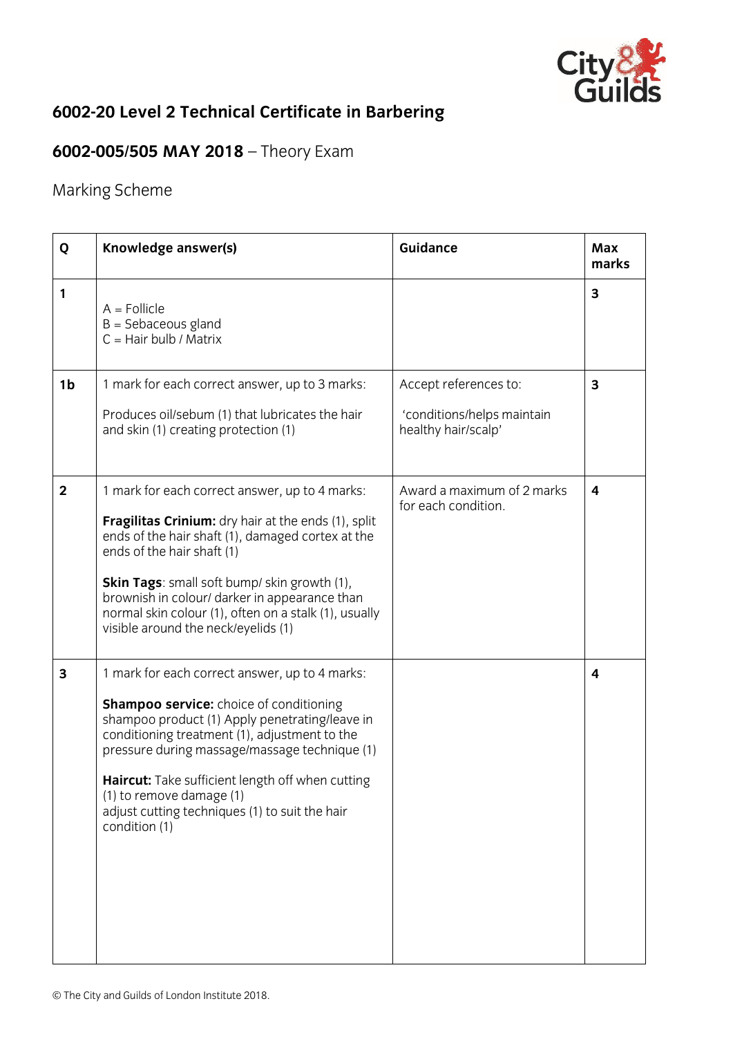## 6002-20 Level 2 Technical Certificate in Barbering

## 6002-005/505 MAY 2018 – Theory Exam

Marking Scheme

| Q | Knowledge answer(s) | Guidance | Max marks |
|---|---|---|---|
| 1 | A = Follicle<br>B = Sebaceous gland<br>C = Hair bulb / Matrix | | 3 |
| 1b | 1 mark for each correct answer, up to 3 marks:<br><br>Produces oil/sebum (1) that lubricates the hair and skin (1) creating protection (1) | Accept references to:<br><br>'conditions/helps maintain healthy hair/scalp' | 3 |
| 2 | 1 mark for each correct answer, up to 4 marks:<br><br>**Fragilitas Crinium:** dry hair at the ends (1), split ends of the hair shaft (1), damaged cortex at the ends of the hair shaft (1)<br><br>**Skin Tags**: small soft bump/ skin growth (1), brownish in colour/ darker in appearance than normal skin colour (1), often on a stalk (1), usually visible around the neck/eyelids (1) | Award a maximum of 2 marks for each condition. | 4 |
| 3 | 1 mark for each correct answer, up to 4 marks:<br><br>**Shampoo service:** choice of conditioning shampoo product (1) Apply penetrating/leave in conditioning treatment (1), adjustment to the pressure during massage/massage technique (1)<br><br>**Haircut:** Take sufficient length off when cutting (1) to remove damage (1)<br>adjust cutting techniques (1) to suit the hair condition (1) | | 4 |

© The City and Guilds of London Institute 2018.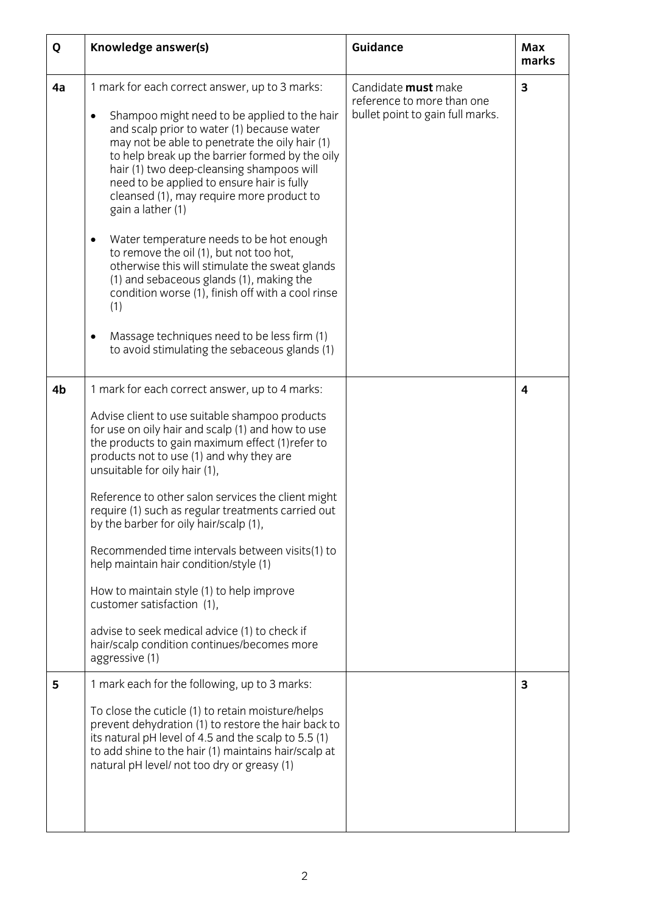| Q | Knowledge answer(s) | Guidance | Max marks |
|---|---|---|---|
| 4a | 1 mark for each correct answer, up to 3 marks:<br><br>• Shampoo might need to be applied to the hair and scalp prior to water (1) because water may not be able to penetrate the oily hair (1) to help break up the barrier formed by the oily hair (1) two deep-cleansing shampoos will need to be applied to ensure hair is fully cleansed (1), may require more product to gain a lather (1)<br><br>• Water temperature needs to be hot enough to remove the oil (1), but not too hot, otherwise this will stimulate the sweat glands (1) and sebaceous glands (1), making the condition worse (1), finish off with a cool rinse (1)<br><br>• Massage techniques need to be less firm (1) to avoid stimulating the sebaceous glands (1) | Candidate **must** make reference to more than one bullet point to gain full marks. | 3 |
| 4b | 1 mark for each correct answer, up to 4 marks:<br><br>Advise client to use suitable shampoo products for use on oily hair and scalp (1) and how to use the products to gain maximum effect (1)refer to products not to use (1) and why they are unsuitable for oily hair (1),<br><br>Reference to other salon services the client might require (1) such as regular treatments carried out by the barber for oily hair/scalp (1),<br><br>Recommended time intervals between visits(1) to help maintain hair condition/style (1)<br><br>How to maintain style (1) to help improve customer satisfaction (1),<br><br>advise to seek medical advice (1) to check if hair/scalp condition continues/becomes more aggressive (1) | | 4 |
| 5 | 1 mark each for the following, up to 3 marks:<br><br>To close the cuticle (1) to retain moisture/helps prevent dehydration (1) to restore the hair back to its natural pH level of 4.5 and the scalp to 5.5 (1) to add shine to the hair (1) maintains hair/scalp at natural pH level/ not too dry or greasy (1) | | 3 |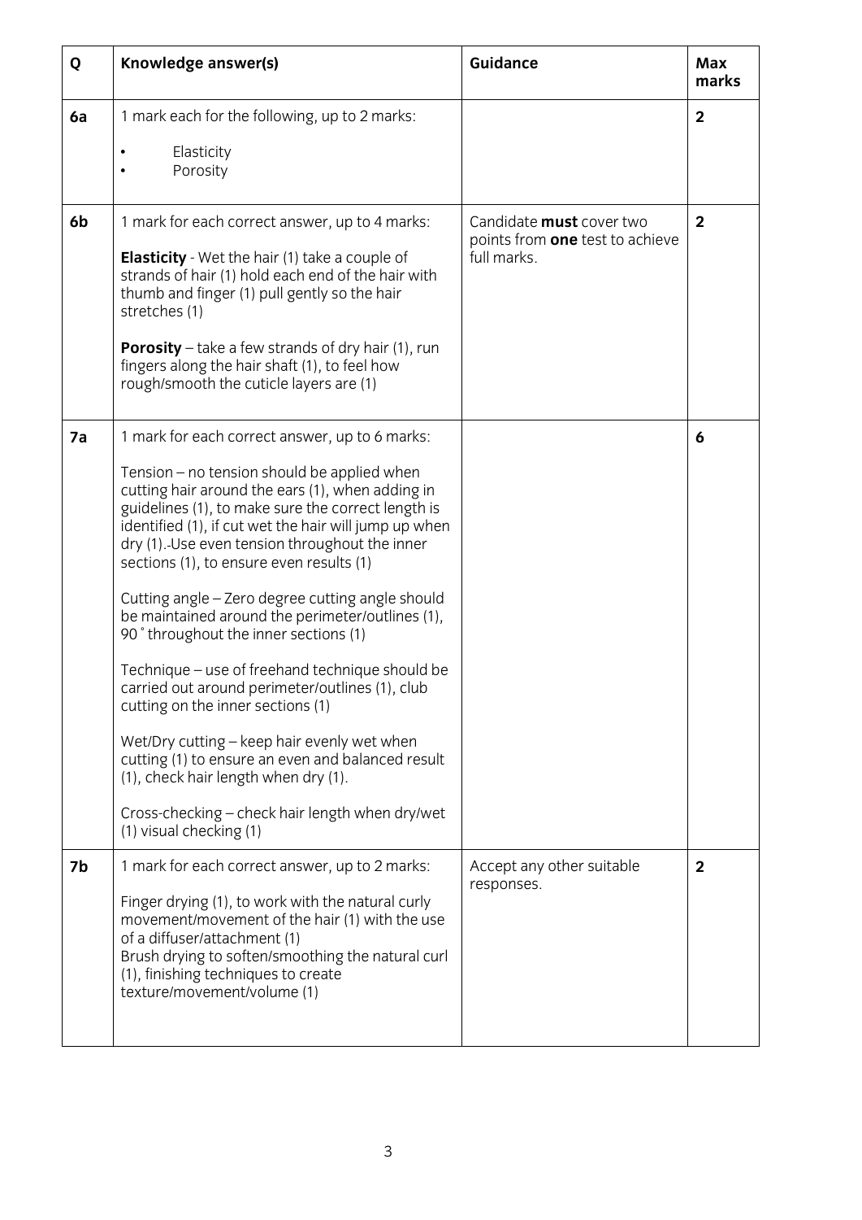| Q | Knowledge answer(s) | Guidance | Max marks |
|---|---|---|---|
| 6a | 1 mark each for the following, up to 2 marks:<br>• Elasticity<br>• Porosity | | **2** |
| 6b | 1 mark for each correct answer, up to 4 marks:<br>**Elasticity** - Wet the hair (1) take a couple of strands of hair (1) hold each end of the hair with thumb and finger (1) pull gently so the hair stretches (1)<br>**Porosity** – take a few strands of dry hair (1), run fingers along the hair shaft (1), to feel how rough/smooth the cuticle layers are (1) | Candidate **must** cover two points from **one** test to achieve full marks. | **2** |
| 7a | 1 mark for each correct answer, up to 6 marks:<br>Tension – no tension should be applied when cutting hair around the ears (1), when adding in guidelines (1), to make sure the correct length is identified (1), if cut wet the hair will jump up when dry (1). Use even tension throughout the inner sections (1), to ensure even results (1)<br>Cutting angle – Zero degree cutting angle should be maintained around the perimeter/outlines (1), 90˚ throughout the inner sections (1)<br>Technique – use of freehand technique should be carried out around perimeter/outlines (1), club cutting on the inner sections (1)<br>Wet/Dry cutting – keep hair evenly wet when cutting (1) to ensure an even and balanced result (1), check hair length when dry (1).<br>Cross-checking – check hair length when dry/wet (1) visual checking (1) | | **6** |
| 7b | 1 mark for each correct answer, up to 2 marks:<br>Finger drying (1), to work with the natural curly movement/movement of the hair (1) with the use of a diffuser/attachment (1)<br>Brush drying to soften/smoothing the natural curl (1), finishing techniques to create texture/movement/volume (1) | Accept any other suitable responses. | **2** |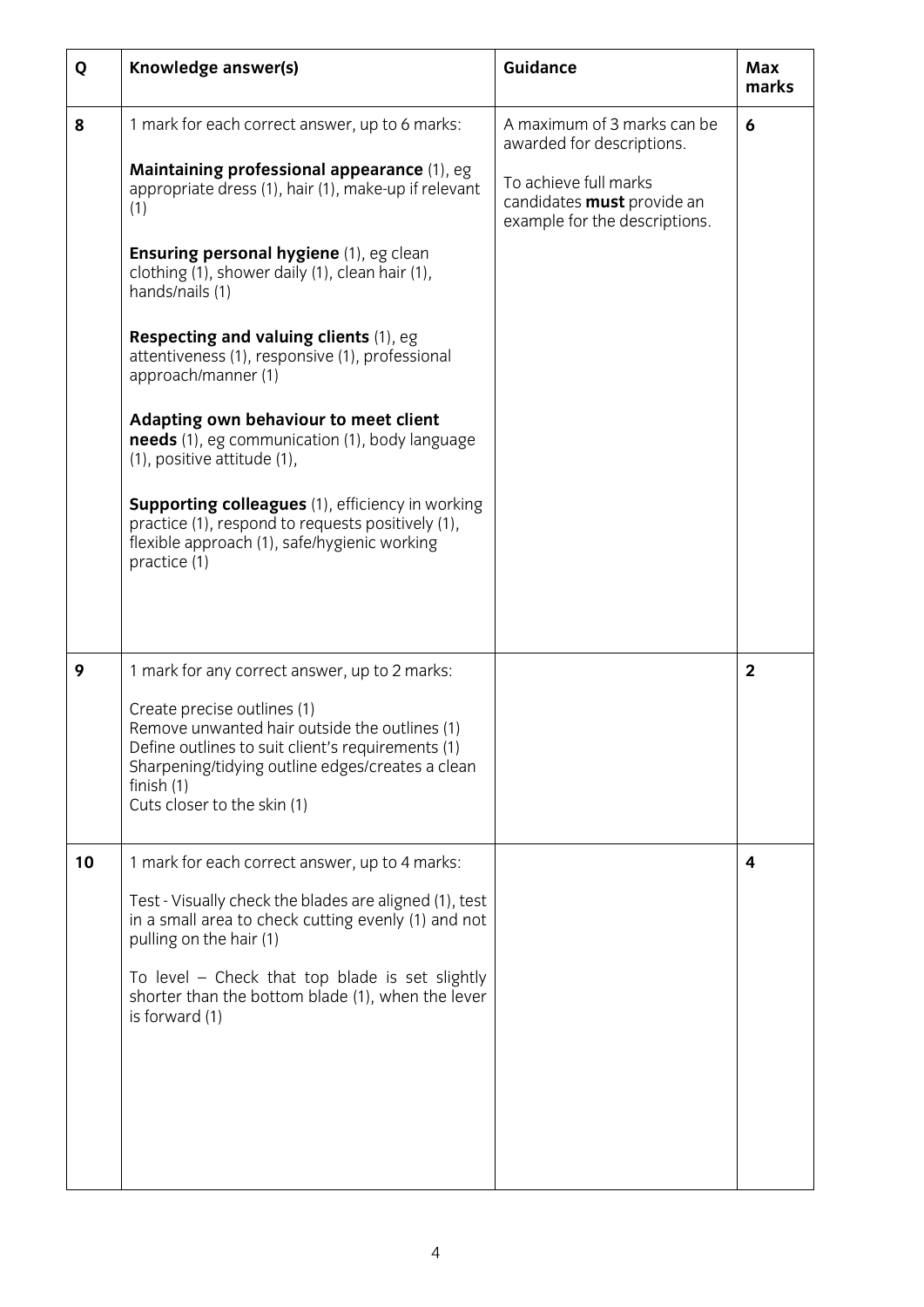| Q | Knowledge answer(s) | Guidance | Max marks |
|---|---|---|---|
| **8** | 1 mark for each correct answer, up to 6 marks:<br><br>**Maintaining professional appearance** (1), eg appropriate dress (1), hair (1), make-up if relevant (1)<br><br>**Ensuring personal hygiene** (1), eg clean clothing (1), shower daily (1), clean hair (1), hands/nails (1)<br><br>**Respecting and valuing clients** (1), eg attentiveness (1), responsive (1), professional approach/manner (1)<br><br>**Adapting own behaviour to meet client needs** (1), eg communication (1), body language (1), positive attitude (1),<br><br>**Supporting colleagues** (1), efficiency in working practice (1), respond to requests positively (1), flexible approach (1), safe/hygienic working practice (1) | A maximum of 3 marks can be awarded for descriptions.<br><br>To achieve full marks candidates **must** provide an example for the descriptions. | **6** |
| **9** | 1 mark for any correct answer, up to 2 marks:<br><br>Create precise outlines (1)<br>Remove unwanted hair outside the outlines (1)<br>Define outlines to suit client's requirements (1)<br>Sharpening/tidying outline edges/creates a clean finish (1)<br>Cuts closer to the skin (1) | | **2** |
| **10** | 1 mark for each correct answer, up to 4 marks:<br><br>Test - Visually check the blades are aligned (1), test in a small area to check cutting evenly (1) and not pulling on the hair (1)<br><br>To level – Check that top blade is set slightly shorter than the bottom blade (1), when the lever is forward (1) | | **4** |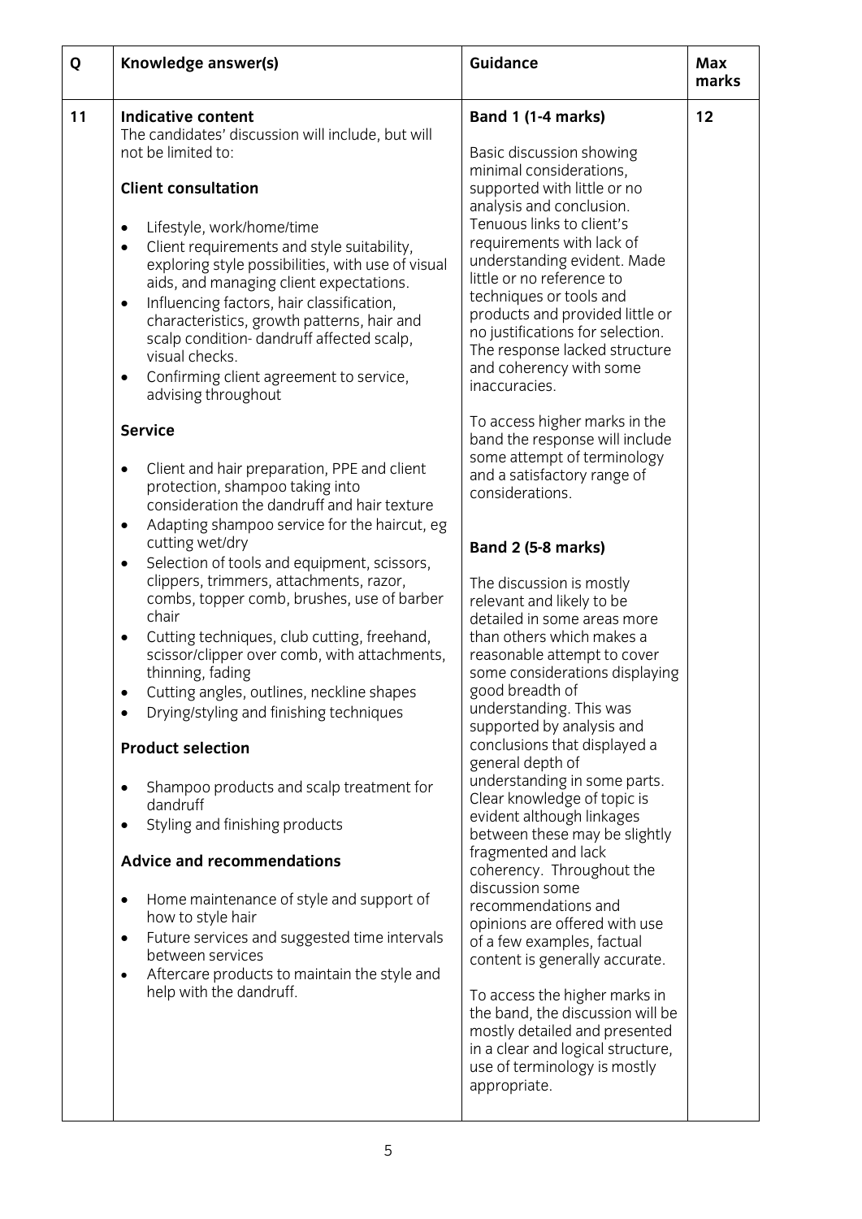| Q | Knowledge answer(s) | Guidance | Max marks |
|---|---|---|---|
| 11 | **Indicative content**<br>The candidates' discussion will include, but will not be limited to:<br><br>**Client consultation**<br><br>• Lifestyle, work/home/time<br>• Client requirements and style suitability, exploring style possibilities, with use of visual aids, and managing client expectations.<br>• Influencing factors, hair classification, characteristics, growth patterns, hair and scalp condition- dandruff affected scalp, visual checks.<br>• Confirming client agreement to service, advising throughout<br><br>**Service**<br><br>• Client and hair preparation, PPE and client protection, shampoo taking into consideration the dandruff and hair texture<br>• Adapting shampoo service for the haircut, eg cutting wet/dry<br>• Selection of tools and equipment, scissors, clippers, trimmers, attachments, razor, combs, topper comb, brushes, use of barber chair<br>• Cutting techniques, club cutting, freehand, scissor/clipper over comb, with attachments, thinning, fading<br>• Cutting angles, outlines, neckline shapes<br>• Drying/styling and finishing techniques<br><br>**Product selection**<br><br>• Shampoo products and scalp treatment for dandruff<br>• Styling and finishing products<br><br>**Advice and recommendations**<br><br>• Home maintenance of style and support of how to style hair<br>• Future services and suggested time intervals between services<br>• Aftercare products to maintain the style and help with the dandruff. | **Band 1 (1-4 marks)**<br><br>Basic discussion showing minimal considerations, supported with little or no analysis and conclusion. Tenuous links to client's requirements with lack of understanding evident. Made little or no reference to techniques or tools and products and provided little or no justifications for selection. The response lacked structure and coherency with some inaccuracies.<br><br>To access higher marks in the band the response will include some attempt of terminology and a satisfactory range of considerations.<br><br>**Band 2 (5-8 marks)**<br><br>The discussion is mostly relevant and likely to be detailed in some areas more than others which makes a reasonable attempt to cover some considerations displaying good breadth of understanding. This was supported by analysis and conclusions that displayed a general depth of understanding in some parts. Clear knowledge of topic is evident although linkages between these may be slightly fragmented and lack coherency. Throughout the discussion some recommendations and opinions are offered with use of a few examples, factual content is generally accurate.<br><br>To access the higher marks in the band, the discussion will be mostly detailed and presented in a clear and logical structure, use of terminology is mostly appropriate. | 12 |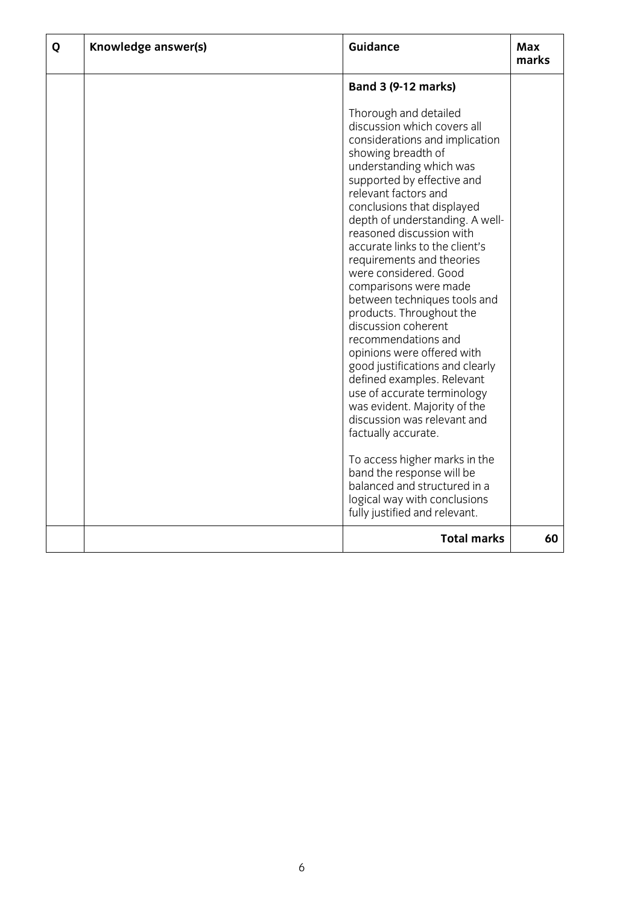| Q | Knowledge answer(s) | Guidance | Max marks |
|---|---|---|---|
| | | **Band 3 (9-12 marks)**<br><br>Thorough and detailed discussion which covers all considerations and implication showing breadth of understanding which was supported by effective and relevant factors and conclusions that displayed depth of understanding. A well-reasoned discussion with accurate links to the client's requirements and theories were considered. Good comparisons were made between techniques tools and products. Throughout the discussion coherent recommendations and opinions were offered with good justifications and clearly defined examples. Relevant use of accurate terminology was evident. Majority of the discussion was relevant and factually accurate.<br><br>To access higher marks in the band the response will be balanced and structured in a logical way with conclusions fully justified and relevant. | |
| | | **Total marks** | **60** |